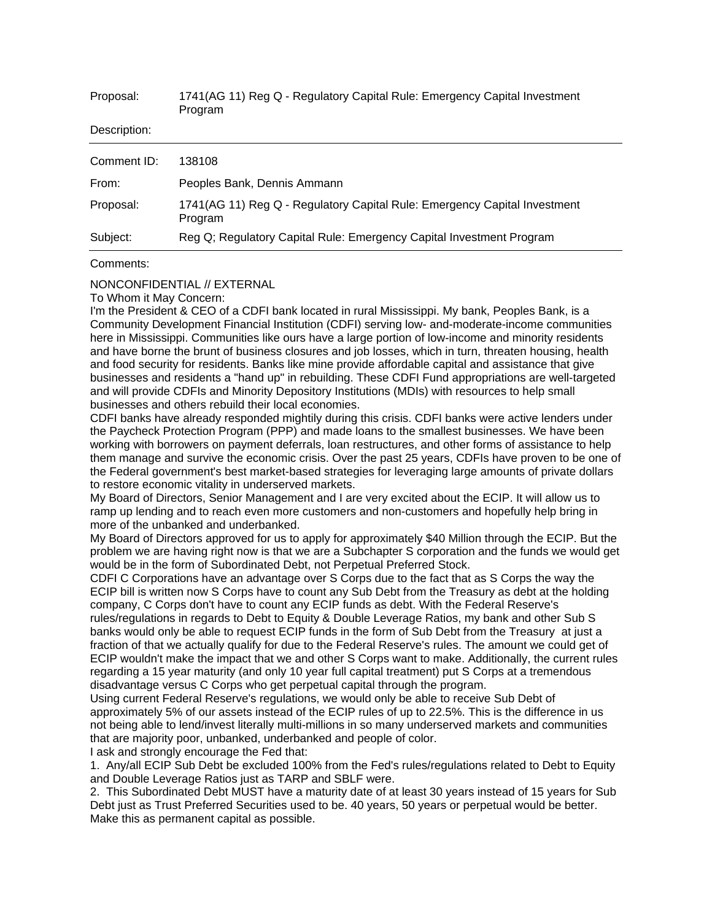Proposal: 1741(AG 11) Reg Q - Regulatory Capital Rule: Emergency Capital Investment Program

Description:

---

| | |
|---|---|
| Comment ID: | 138108 |
| From: | Peoples Bank, Dennis Ammann |
| Proposal: | 1741(AG 11) Reg Q - Regulatory Capital Rule: Emergency Capital Investment Program |
| Subject: | Reg Q; Regulatory Capital Rule: Emergency Capital Investment Program |

---

Comments:

NONCONFIDENTIAL // EXTERNAL

To Whom it May Concern:

I'm the President & CEO of a CDFI bank located in rural Mississippi. My bank, Peoples Bank, is a Community Development Financial Institution (CDFI) serving low- and-moderate-income communities here in Mississippi. Communities like ours have a large portion of low-income and minority residents and have borne the brunt of business closures and job losses, which in turn, threaten housing, health and food security for residents. Banks like mine provide affordable capital and assistance that give businesses and residents a "hand up" in rebuilding. These CDFI Fund appropriations are well-targeted and will provide CDFIs and Minority Depository Institutions (MDIs) with resources to help small businesses and others rebuild their local economies.

CDFI banks have already responded mightily during this crisis. CDFI banks were active lenders under the Paycheck Protection Program (PPP) and made loans to the smallest businesses. We have been working with borrowers on payment deferrals, loan restructures, and other forms of assistance to help them manage and survive the economic crisis. Over the past 25 years, CDFIs have proven to be one of the Federal government's best market-based strategies for leveraging large amounts of private dollars to restore economic vitality in underserved markets.

My Board of Directors, Senior Management and I are very excited about the ECIP. It will allow us to ramp up lending and to reach even more customers and non-customers and hopefully help bring in more of the unbanked and underbanked.

My Board of Directors approved for us to apply for approximately $40 Million through the ECIP. But the problem we are having right now is that we are a Subchapter S corporation and the funds we would get would be in the form of Subordinated Debt, not Perpetual Preferred Stock.

CDFI C Corporations have an advantage over S Corps due to the fact that as S Corps the way the ECIP bill is written now S Corps have to count any Sub Debt from the Treasury as debt at the holding company, C Corps don't have to count any ECIP funds as debt. With the Federal Reserve's rules/regulations in regards to Debt to Equity & Double Leverage Ratios, my bank and other Sub S banks would only be able to request ECIP funds in the form of Sub Debt from the Treasury at just a fraction of that we actually qualify for due to the Federal Reserve's rules. The amount we could get of ECIP wouldn't make the impact that we and other S Corps want to make. Additionally, the current rules regarding a 15 year maturity (and only 10 year full capital treatment) put S Corps at a tremendous disadvantage versus C Corps who get perpetual capital through the program.

Using current Federal Reserve's regulations, we would only be able to receive Sub Debt of approximately 5% of our assets instead of the ECIP rules of up to 22.5%. This is the difference in us not being able to lend/invest literally multi-millions in so many underserved markets and communities that are majority poor, unbanked, underbanked and people of color.

I ask and strongly encourage the Fed that:

1. Any/all ECIP Sub Debt be excluded 100% from the Fed's rules/regulations related to Debt to Equity and Double Leverage Ratios just as TARP and SBLF were.
2. This Subordinated Debt MUST have a maturity date of at least 30 years instead of 15 years for Sub Debt just as Trust Preferred Securities used to be. 40 years, 50 years or perpetual would be better. Make this as permanent capital as possible.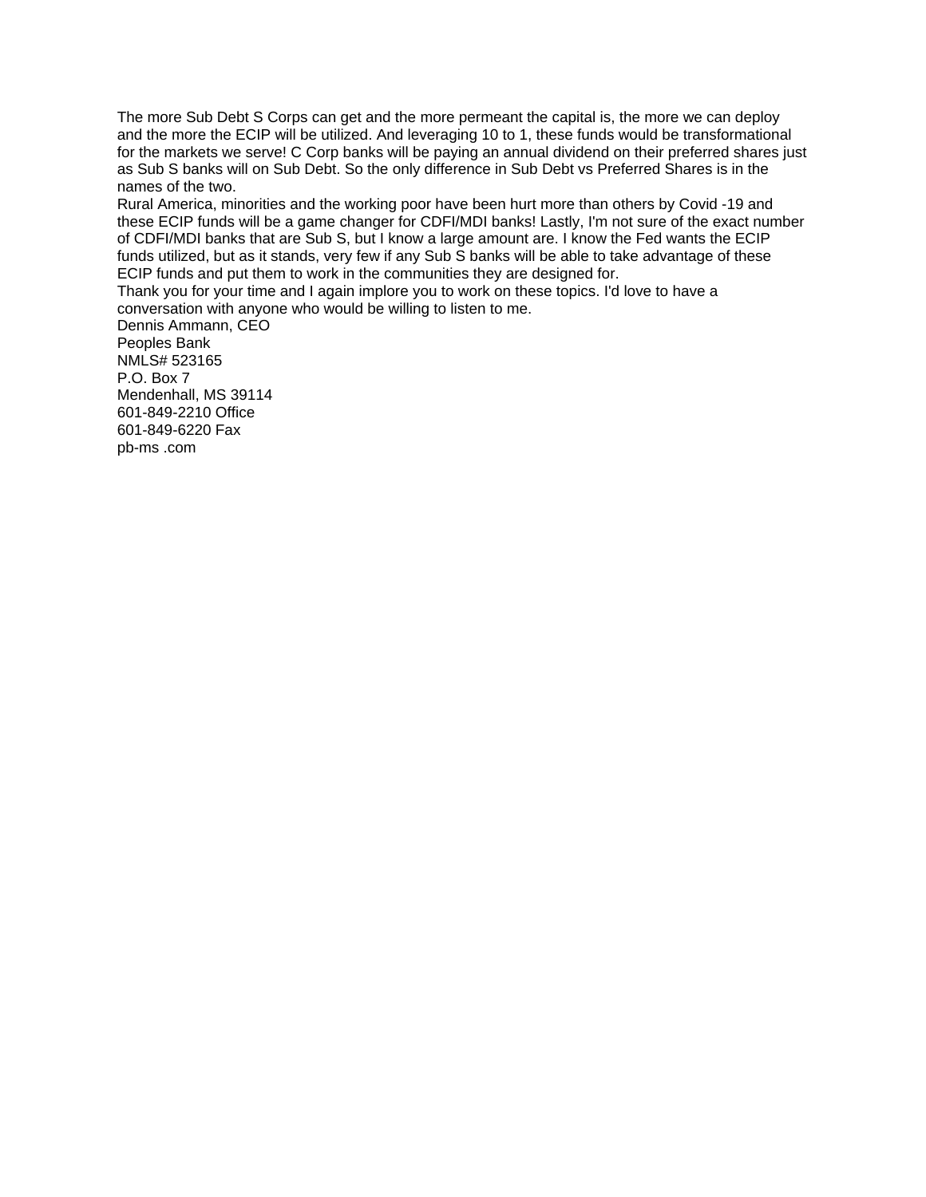The more Sub Debt S Corps can get and the more permeant the capital is, the more we can deploy and the more the ECIP will be utilized. And leveraging 10 to 1, these funds would be transformational for the markets we serve! C Corp banks will be paying an annual dividend on their preferred shares just as Sub S banks will on Sub Debt. So the only difference in Sub Debt vs Preferred Shares is in the names of the two.

Rural America, minorities and the working poor have been hurt more than others by Covid -19 and these ECIP funds will be a game changer for CDFI/MDI banks! Lastly, I'm not sure of the exact number of CDFI/MDI banks that are Sub S, but I know a large amount are. I know the Fed wants the ECIP funds utilized, but as it stands, very few if any Sub S banks will be able to take advantage of these ECIP funds and put them to work in the communities they are designed for.

Thank you for your time and I again implore you to work on these topics. I'd love to have a conversation with anyone who would be willing to listen to me.

Dennis Ammann, CEO
Peoples Bank
NMLS# 523165
P.O. Box 7
Mendenhall, MS 39114
601-849-2210 Office
601-849-6220 Fax
pb-ms .com